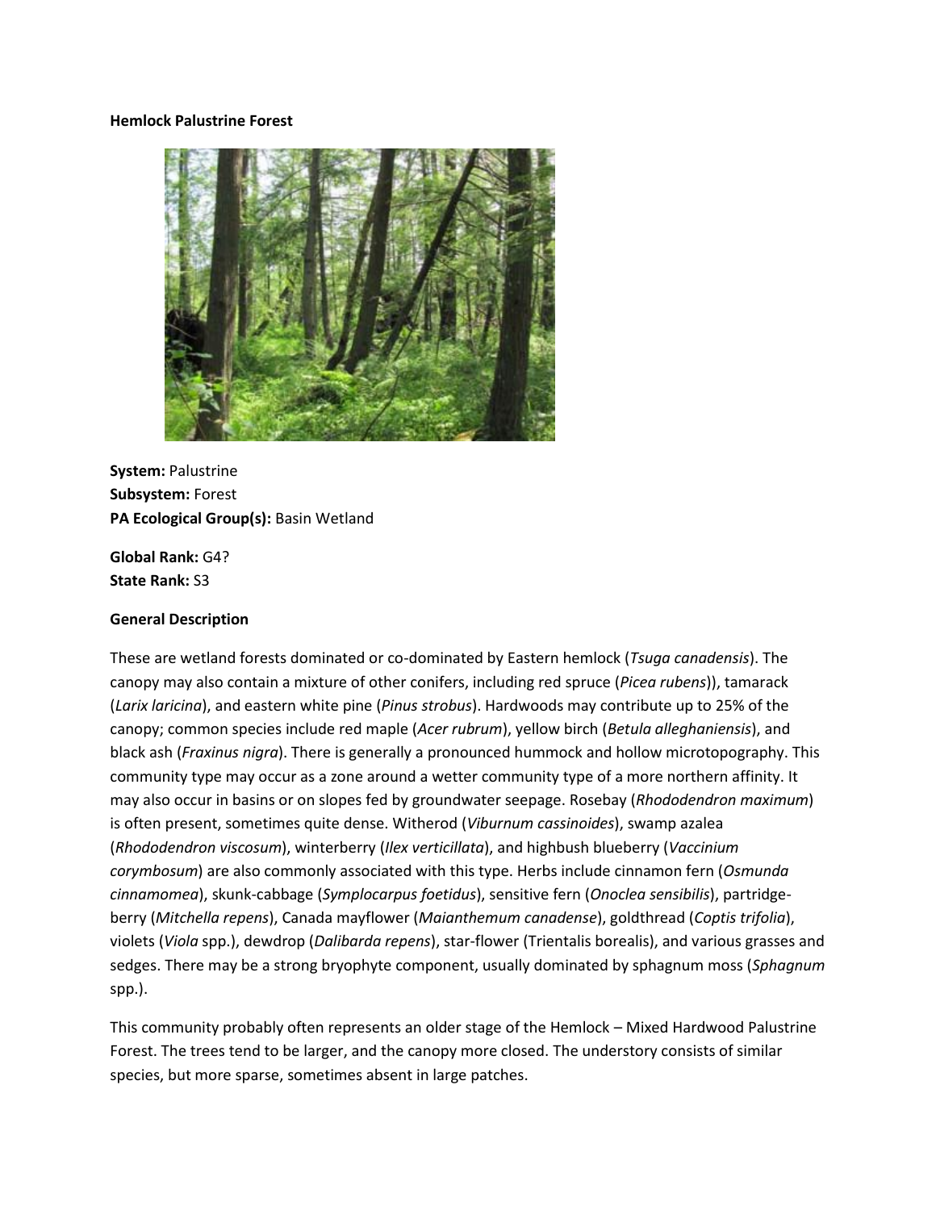**Hemlock Palustrine Forest**

**System:** Palustrine
**Subsystem:** Forest
**PA Ecological Group(s):** Basin Wetland

**Global Rank:** G4?
**State Rank:** S3

**General Description**

These are wetland forests dominated or co-dominated by Eastern hemlock (*Tsuga canadensis*). The canopy may also contain a mixture of other conifers, including red spruce (*Picea rubens*)), tamarack (*Larix laricina*), and eastern white pine (*Pinus strobus*). Hardwoods may contribute up to 25% of the canopy; common species include red maple (*Acer rubrum*), yellow birch (*Betula alleghaniensis*), and black ash (*Fraxinus nigra*). There is generally a pronounced hummock and hollow microtopography. This community type may occur as a zone around a wetter community type of a more northern affinity. It may also occur in basins or on slopes fed by groundwater seepage. Rosebay (*Rhododendron maximum*) is often present, sometimes quite dense. Witherod (*Viburnum cassinoides*), swamp azalea (*Rhododendron viscosum*), winterberry (*Ilex verticillata*), and highbush blueberry (*Vaccinium corymbosum*) are also commonly associated with this type. Herbs include cinnamon fern (*Osmunda cinnamomea*), skunk-cabbage (*Symplocarpus foetidus*), sensitive fern (*Onoclea sensibilis*), partridge-berry (*Mitchella repens*), Canada mayflower (*Maianthemum canadense*), goldthread (*Coptis trifolia*), violets (*Viola* spp.), dewdrop (*Dalibarda repens*), star-flower (Trientalis borealis), and various grasses and sedges. There may be a strong bryophyte component, usually dominated by sphagnum moss (*Sphagnum* spp.).

This community probably often represents an older stage of the Hemlock – Mixed Hardwood Palustrine Forest. The trees tend to be larger, and the canopy more closed. The understory consists of similar species, but more sparse, sometimes absent in large patches.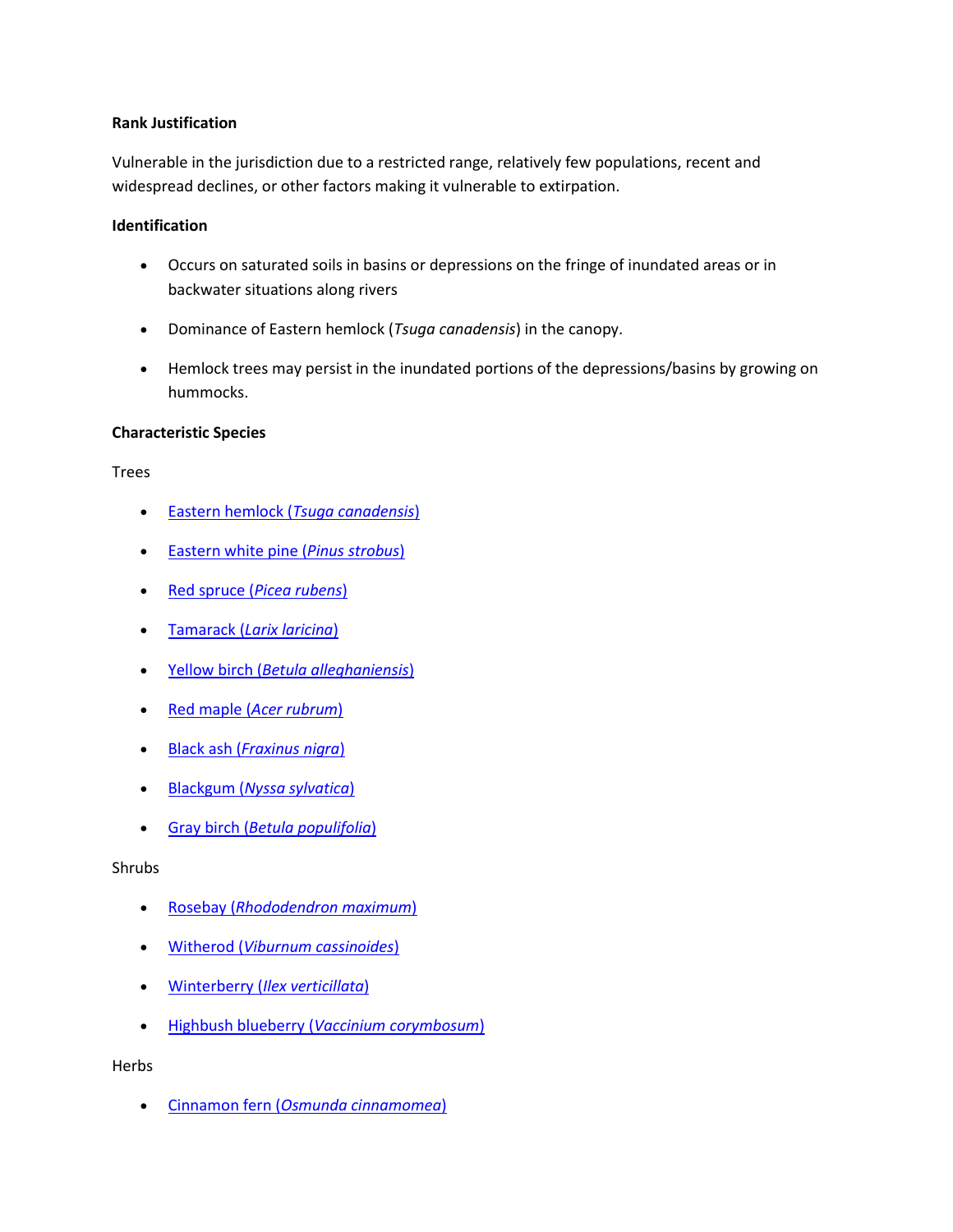**Rank Justification**

Vulnerable in the jurisdiction due to a restricted range, relatively few populations, recent and widespread declines, or other factors making it vulnerable to extirpation.

**Identification**

- Occurs on saturated soils in basins or depressions on the fringe of inundated areas or in backwater situations along rivers
- Dominance of Eastern hemlock (*Tsuga canadensis*) in the canopy.
- Hemlock trees may persist in the inundated portions of the depressions/basins by growing on hummocks.

**Characteristic Species**

Trees

- Eastern hemlock (*Tsuga canadensis*)
- Eastern white pine (*Pinus strobus*)
- Red spruce (*Picea rubens*)
- Tamarack (*Larix laricina*)
- Yellow birch (*Betula alleghaniensis*)
- Red maple (*Acer rubrum*)
- Black ash (*Fraxinus nigra*)
- Blackgum (*Nyssa sylvatica*)
- Gray birch (*Betula populifolia*)

Shrubs

- Rosebay (*Rhododendron maximum*)
- Witherod (*Viburnum cassinoides*)
- Winterberry (*Ilex verticillata*)
- Highbush blueberry (*Vaccinium corymbosum*)

Herbs

- Cinnamon fern (*Osmunda cinnamomea*)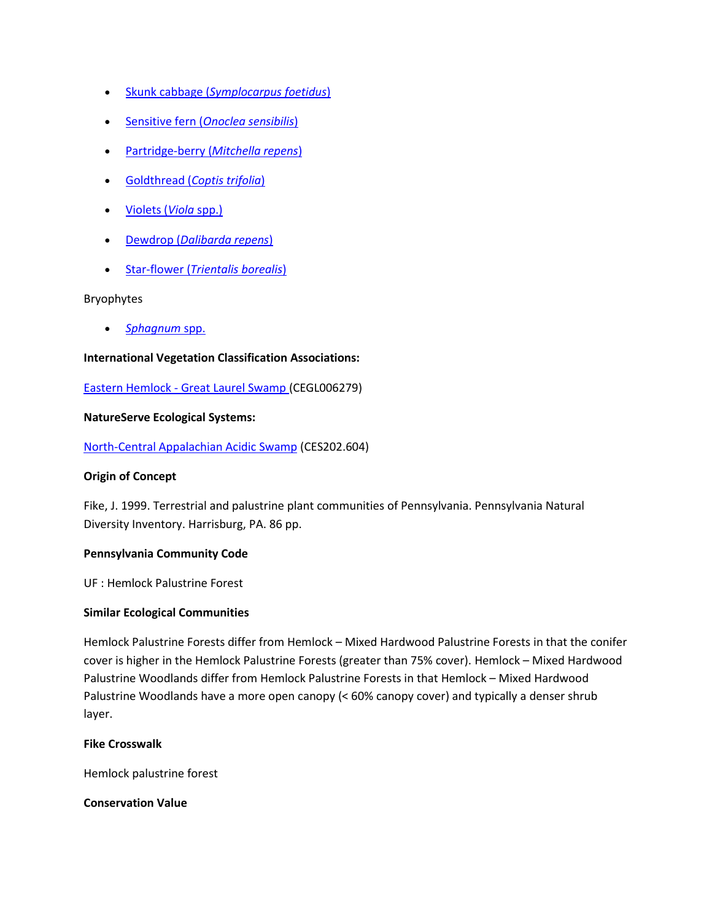- Skunk cabbage (*Symplocarpus foetidus*)
- Sensitive fern (*Onoclea sensibilis*)
- Partridge-berry (*Mitchella repens*)
- Goldthread (*Coptis trifolia*)
- Violets (*Viola* spp.)
- Dewdrop (*Dalibarda repens*)
- Star-flower (*Trientalis borealis*)

Bryophytes

- *Sphagnum* spp.

**International Vegetation Classification Associations:**

Eastern Hemlock - Great Laurel Swamp (CEGL006279)

**NatureServe Ecological Systems:**

North-Central Appalachian Acidic Swamp (CES202.604)

**Origin of Concept**

Fike, J. 1999. Terrestrial and palustrine plant communities of Pennsylvania. Pennsylvania Natural Diversity Inventory. Harrisburg, PA. 86 pp.

**Pennsylvania Community Code**

UF : Hemlock Palustrine Forest

**Similar Ecological Communities**

Hemlock Palustrine Forests differ from Hemlock – Mixed Hardwood Palustrine Forests in that the conifer cover is higher in the Hemlock Palustrine Forests (greater than 75% cover). Hemlock – Mixed Hardwood Palustrine Woodlands differ from Hemlock Palustrine Forests in that Hemlock – Mixed Hardwood Palustrine Woodlands have a more open canopy (< 60% canopy cover) and typically a denser shrub layer.

**Fike Crosswalk**

Hemlock palustrine forest

**Conservation Value**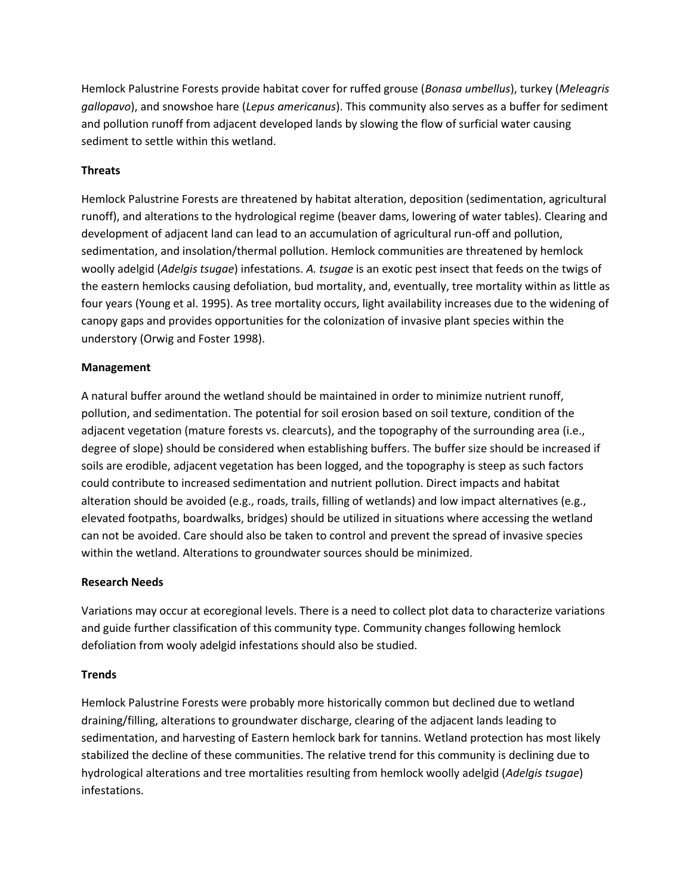Hemlock Palustrine Forests provide habitat cover for ruffed grouse (*Bonasa umbellus*), turkey (*Meleagris gallopavo*), and snowshoe hare (*Lepus americanus*). This community also serves as a buffer for sediment and pollution runoff from adjacent developed lands by slowing the flow of surficial water causing sediment to settle within this wetland.

**Threats**

Hemlock Palustrine Forests are threatened by habitat alteration, deposition (sedimentation, agricultural runoff), and alterations to the hydrological regime (beaver dams, lowering of water tables). Clearing and development of adjacent land can lead to an accumulation of agricultural run-off and pollution, sedimentation, and insolation/thermal pollution. Hemlock communities are threatened by hemlock woolly adelgid (*Adelgis tsugae*) infestations. *A. tsugae* is an exotic pest insect that feeds on the twigs of the eastern hemlocks causing defoliation, bud mortality, and, eventually, tree mortality within as little as four years (Young et al. 1995). As tree mortality occurs, light availability increases due to the widening of canopy gaps and provides opportunities for the colonization of invasive plant species within the understory (Orwig and Foster 1998).

**Management**

A natural buffer around the wetland should be maintained in order to minimize nutrient runoff, pollution, and sedimentation. The potential for soil erosion based on soil texture, condition of the adjacent vegetation (mature forests vs. clearcuts), and the topography of the surrounding area (i.e., degree of slope) should be considered when establishing buffers. The buffer size should be increased if soils are erodible, adjacent vegetation has been logged, and the topography is steep as such factors could contribute to increased sedimentation and nutrient pollution. Direct impacts and habitat alteration should be avoided (e.g., roads, trails, filling of wetlands) and low impact alternatives (e.g., elevated footpaths, boardwalks, bridges) should be utilized in situations where accessing the wetland can not be avoided. Care should also be taken to control and prevent the spread of invasive species within the wetland. Alterations to groundwater sources should be minimized.

**Research Needs**

Variations may occur at ecoregional levels. There is a need to collect plot data to characterize variations and guide further classification of this community type. Community changes following hemlock defoliation from wooly adelgid infestations should also be studied.

**Trends**

Hemlock Palustrine Forests were probably more historically common but declined due to wetland draining/filling, alterations to groundwater discharge, clearing of the adjacent lands leading to sedimentation, and harvesting of Eastern hemlock bark for tannins. Wetland protection has most likely stabilized the decline of these communities. The relative trend for this community is declining due to hydrological alterations and tree mortalities resulting from hemlock woolly adelgid (*Adelgis tsugae*) infestations.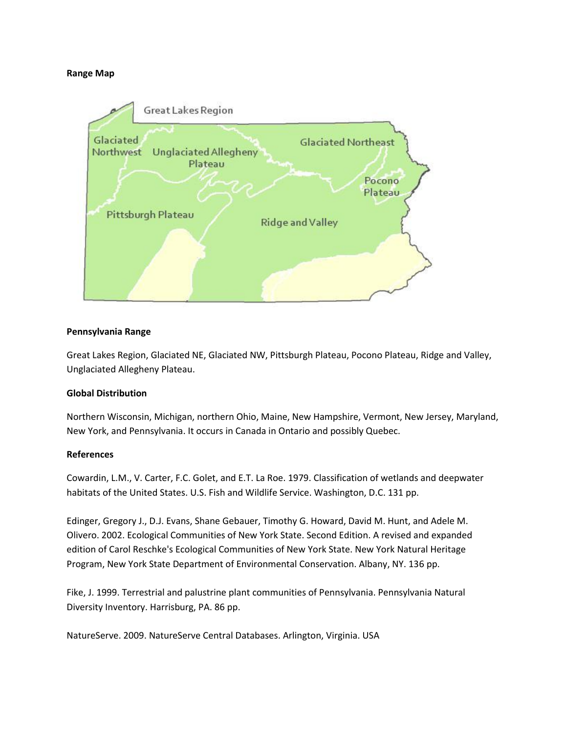**Range Map**

**Pennsylvania Range**

Great Lakes Region, Glaciated NE, Glaciated NW, Pittsburgh Plateau, Pocono Plateau, Ridge and Valley, Unglaciated Allegheny Plateau.

**Global Distribution**

Northern Wisconsin, Michigan, northern Ohio, Maine, New Hampshire, Vermont, New Jersey, Maryland, New York, and Pennsylvania. It occurs in Canada in Ontario and possibly Quebec.

**References**

Cowardin, L.M., V. Carter, F.C. Golet, and E.T. La Roe. 1979. Classification of wetlands and deepwater habitats of the United States. U.S. Fish and Wildlife Service. Washington, D.C. 131 pp.

Edinger, Gregory J., D.J. Evans, Shane Gebauer, Timothy G. Howard, David M. Hunt, and Adele M. Olivero. 2002. Ecological Communities of New York State. Second Edition. A revised and expanded edition of Carol Reschke's Ecological Communities of New York State. New York Natural Heritage Program, New York State Department of Environmental Conservation. Albany, NY. 136 pp.

Fike, J. 1999. Terrestrial and palustrine plant communities of Pennsylvania. Pennsylvania Natural Diversity Inventory. Harrisburg, PA. 86 pp.

NatureServe. 2009. NatureServe Central Databases. Arlington, Virginia. USA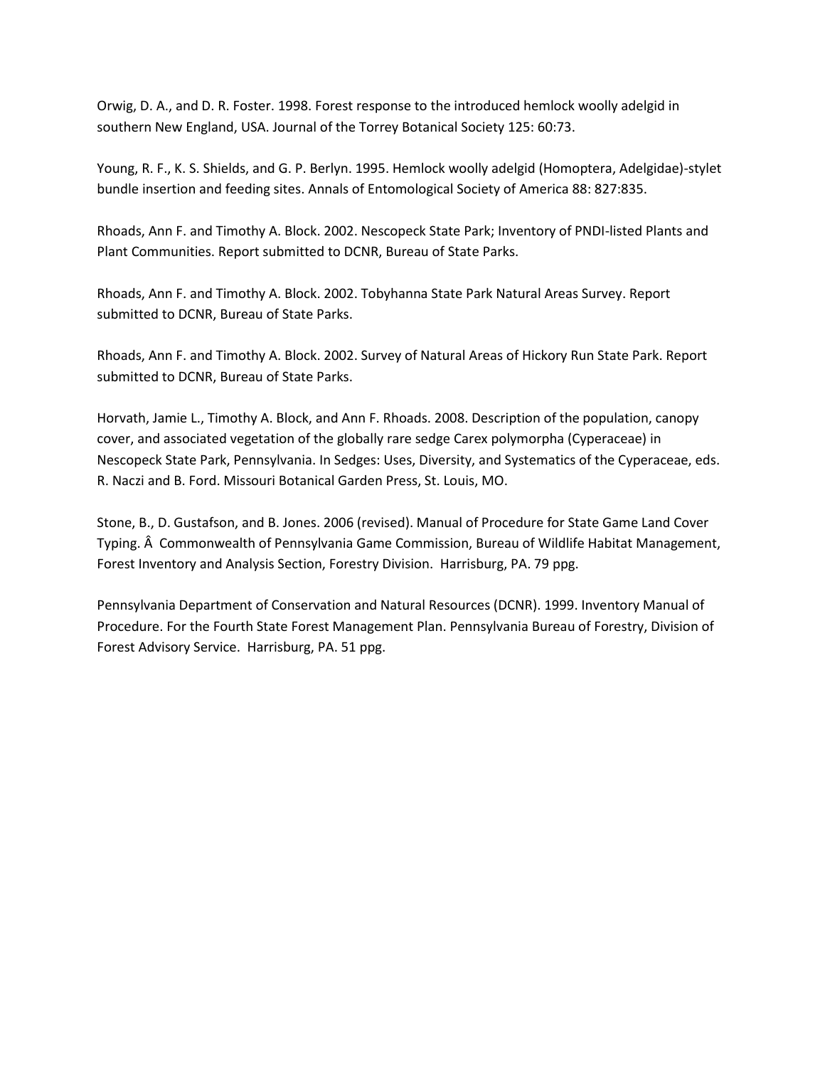Orwig, D. A., and D. R. Foster. 1998. Forest response to the introduced hemlock woolly adelgid in southern New England, USA. Journal of the Torrey Botanical Society 125: 60:73.

Young, R. F., K. S. Shields, and G. P. Berlyn. 1995. Hemlock woolly adelgid (Homoptera, Adelgidae)-stylet bundle insertion and feeding sites. Annals of Entomological Society of America 88: 827:835.

Rhoads, Ann F. and Timothy A. Block. 2002. Nescopeck State Park; Inventory of PNDI-listed Plants and Plant Communities. Report submitted to DCNR, Bureau of State Parks.

Rhoads, Ann F. and Timothy A. Block. 2002. Tobyhanna State Park Natural Areas Survey. Report submitted to DCNR, Bureau of State Parks.

Rhoads, Ann F. and Timothy A. Block. 2002. Survey of Natural Areas of Hickory Run State Park. Report submitted to DCNR, Bureau of State Parks.

Horvath, Jamie L., Timothy A. Block, and Ann F. Rhoads. 2008. Description of the population, canopy cover, and associated vegetation of the globally rare sedge Carex polymorpha (Cyperaceae) in Nescopeck State Park, Pennsylvania. In Sedges: Uses, Diversity, and Systematics of the Cyperaceae, eds. R. Naczi and B. Ford. Missouri Botanical Garden Press, St. Louis, MO.

Stone, B., D. Gustafson, and B. Jones. 2006 (revised). Manual of Procedure for State Game Land Cover Typing. Â  Commonwealth of Pennsylvania Game Commission, Bureau of Wildlife Habitat Management, Forest Inventory and Analysis Section, Forestry Division. Harrisburg, PA. 79 ppg.

Pennsylvania Department of Conservation and Natural Resources (DCNR). 1999. Inventory Manual of Procedure. For the Fourth State Forest Management Plan. Pennsylvania Bureau of Forestry, Division of Forest Advisory Service. Harrisburg, PA. 51 ppg.